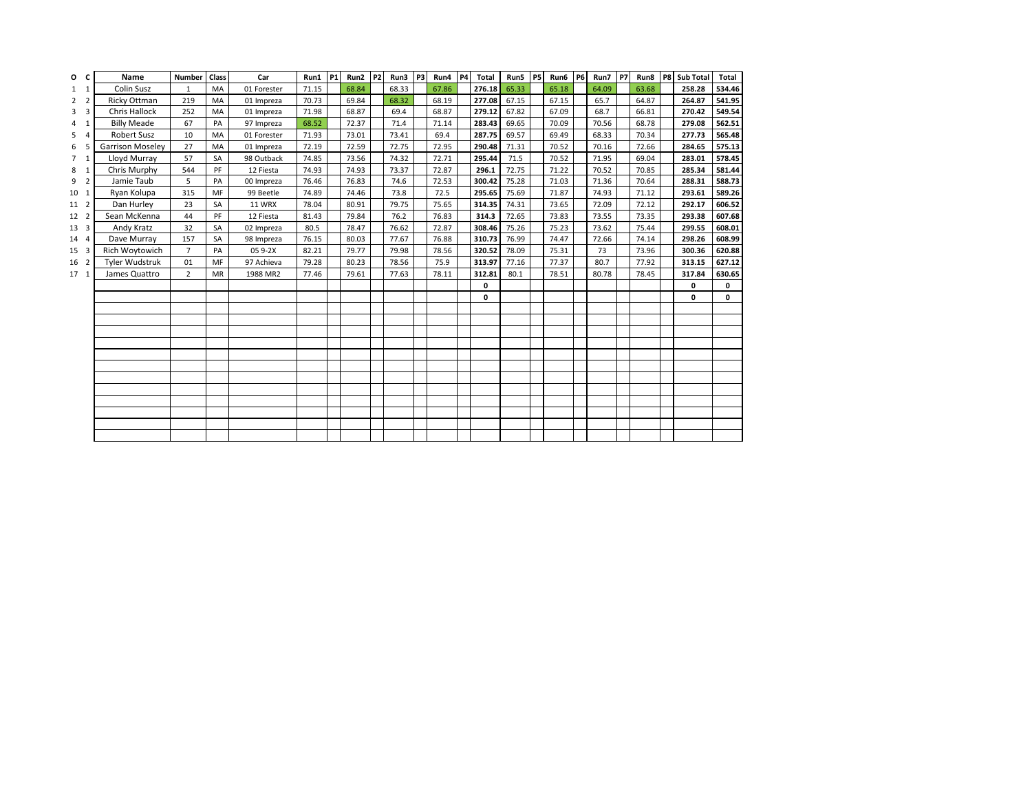| O | C | Name | Number | Class | Car | Run1 | P1 | Run2 | P2 | Run3 | P3 | Run4 | P4 | Total | Run5 | P5 | Run6 | P6 | Run7 | P7 | Run8 | P8 | Sub Total | Total |
|---|---|---|---|---|---|---|---|---|---|---|---|---|---|---|---|---|---|---|---|---|---|---|---|---|
| 1 | 1 | Colin Susz | 1 | MA | 01 Forester | 71.15 | | 68.84 | | 68.33 | | 67.86 | | **276.18** | 65.33 | | 65.18 | | 64.09 | | 63.68 | | **258.28** | **534.46** |
| 2 | 2 | Ricky Ottman | 219 | MA | 01 Impreza | 70.73 | | 69.84 | | 68.32 | | 68.19 | | **277.08** | 67.15 | | 67.15 | | 65.7 | | 64.87 | | **264.87** | **541.95** |
| 3 | 3 | Chris Hallock | 252 | MA | 01 Impreza | 71.98 | | 68.87 | | 69.4 | | 68.87 | | **279.12** | 67.82 | | 67.09 | | 68.7 | | 66.81 | | **270.42** | **549.54** |
| 4 | 1 | Billy Meade | 67 | PA | 97 Impreza | 68.52 | | 72.37 | | 71.4 | | 71.14 | | **283.43** | 69.65 | | 70.09 | | 70.56 | | 68.78 | | **279.08** | **562.51** |
| 5 | 4 | Robert Susz | 10 | MA | 01 Forester | 71.93 | | 73.01 | | 73.41 | | 69.4 | | **287.75** | 69.57 | | 69.49 | | 68.33 | | 70.34 | | **277.73** | **565.48** |
| 6 | 5 | Garrison Moseley | 27 | MA | 01 Impreza | 72.19 | | 72.59 | | 72.75 | | 72.95 | | **290.48** | 71.31 | | 70.52 | | 70.16 | | 72.66 | | **284.65** | **575.13** |
| 7 | 1 | Lloyd Murray | 57 | SA | 98 Outback | 74.85 | | 73.56 | | 74.32 | | 72.71 | | **295.44** | 71.5 | | 70.52 | | 71.95 | | 69.04 | | **283.01** | **578.45** |
| 8 | 1 | Chris Murphy | 544 | PF | 12 Fiesta | 74.93 | | 74.93 | | 73.37 | | 72.87 | | **296.1** | 72.75 | | 71.22 | | 70.52 | | 70.85 | | **285.34** | **581.44** |
| 9 | 2 | Jamie Taub | 5 | PA | 00 Impreza | 76.46 | | 76.83 | | 74.6 | | 72.53 | | **300.42** | 75.28 | | 71.03 | | 71.36 | | 70.64 | | **288.31** | **588.73** |
| 10 | 1 | Ryan Kolupa | 315 | MF | 99 Beetle | 74.89 | | 74.46 | | 73.8 | | 72.5 | | **295.65** | 75.69 | | 71.87 | | 74.93 | | 71.12 | | **293.61** | **589.26** |
| 11 | 2 | Dan Hurley | 23 | SA | 11 WRX | 78.04 | | 80.91 | | 79.75 | | 75.65 | | **314.35** | 74.31 | | 73.65 | | 72.09 | | 72.12 | | **292.17** | **606.52** |
| 12 | 2 | Sean McKenna | 44 | PF | 12 Fiesta | 81.43 | | 79.84 | | 76.2 | | 76.83 | | **314.3** | 72.65 | | 73.83 | | 73.55 | | 73.35 | | **293.38** | **607.68** |
| 13 | 3 | Andy Kratz | 32 | SA | 02 Impreza | 80.5 | | 78.47 | | 76.62 | | 72.87 | | **308.46** | 75.26 | | 75.23 | | 73.62 | | 75.44 | | **299.55** | **608.01** |
| 14 | 4 | Dave Murray | 157 | SA | 98 Impreza | 76.15 | | 80.03 | | 77.67 | | 76.88 | | **310.73** | 76.99 | | 74.47 | | 72.66 | | 74.14 | | **298.26** | **608.99** |
| 15 | 3 | Rich Woytowich | 7 | PA | 05 9-2X | 82.21 | | 79.77 | | 79.98 | | 78.56 | | **320.52** | 78.09 | | 75.31 | | 73 | | 73.96 | | **300.36** | **620.88** |
| 16 | 2 | Tyler Wudstruk | 01 | MF | 97 Achieva | 79.28 | | 80.23 | | 78.56 | | 75.9 | | **313.97** | 77.16 | | 77.37 | | 80.7 | | 77.92 | | **313.15** | **627.12** |
| 17 | 1 | James Quattro | 2 | MR | 1988 MR2 | 77.46 | | 79.61 | | 77.63 | | 78.11 | | **312.81** | 80.1 | | 78.51 | | 80.78 | | 78.45 | | **317.84** | **630.65** |
| | | | | | | | | | | | | | | **0** | | | | | | | | | **0** | **0** |
| | | | | | | | | | | | | | | **0** | | | | | | | | | **0** | **0** |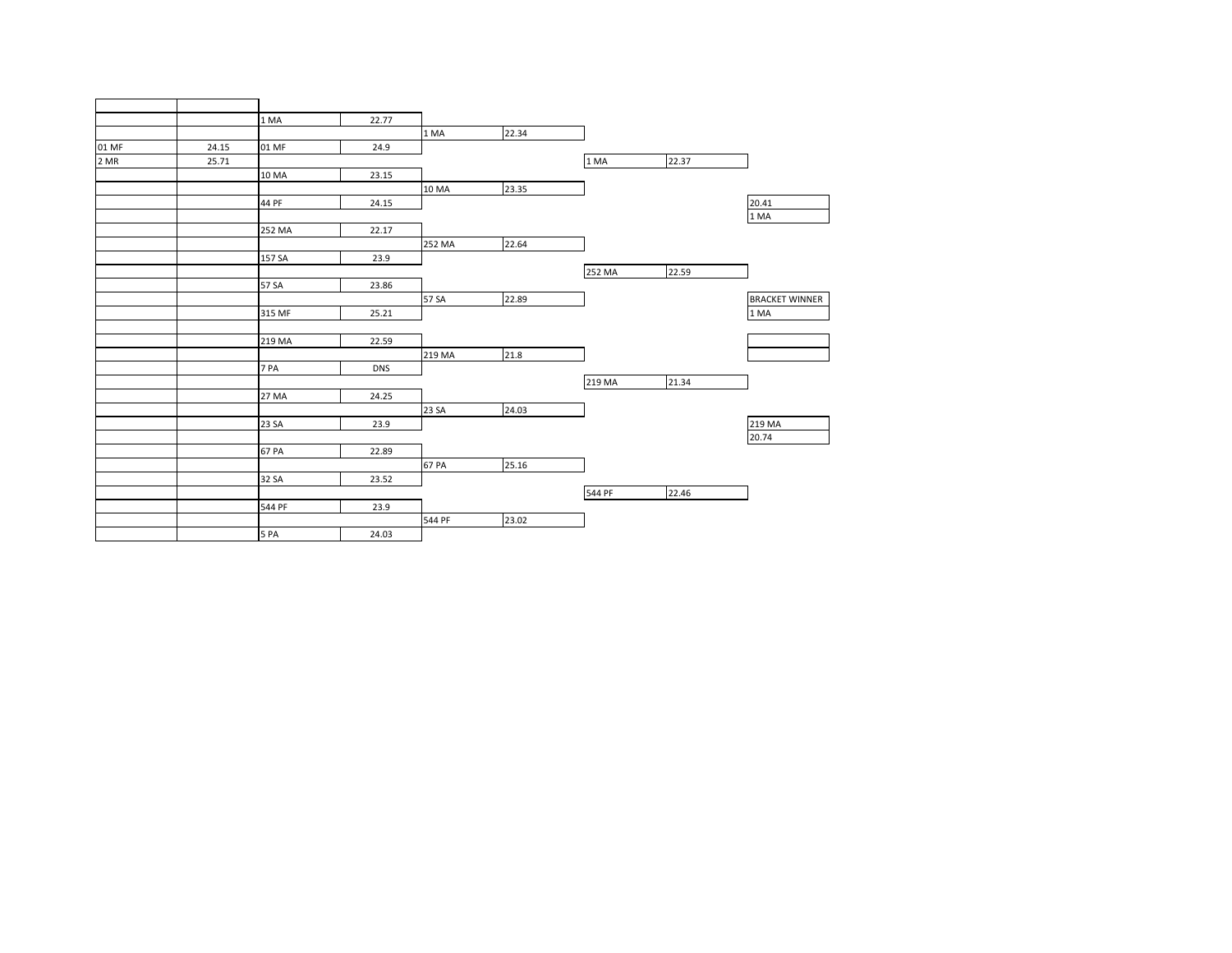| | | | | | | | | | |
|---|---|---|---|---|---|---|---|---|---|
| | | 1 MA | 22.77 | | | | | | |
| | | | | 1 MA | 22.34 | | | | |
| 01 MF | 24.15 | 01 MF | 24.9 | | | | | | |
| 2 MR | 25.71 | | | | | 1 MA | 22.37 | | |
| | | 10 MA | 23.15 | | | | | | |
| | | | | 10 MA | 23.35 | | | | |
| | | 44 PF | 24.15 | | | | | 20.41 | |
| | | | | | | | | 1 MA | |
| | | 252 MA | 22.17 | | | | | | |
| | | | | 252 MA | 22.64 | | | | |
| | | 157 SA | 23.9 | | | | | | |
| | | | | | | 252 MA | 22.59 | | |
| | | 57 SA | 23.86 | | | | | | |
| | | | | 57 SA | 22.89 | | | BRACKET WINNER | |
| | | 315 MF | 25.21 | | | | | 1 MA | |
| | | | | | | | | | |
| | | 219 MA | 22.59 | | | | | | |
| | | | | 219 MA | 21.8 | | | | |
| | | 7 PA | DNS | | | | | | |
| | | | | | | 219 MA | 21.34 | | |
| | | 27 MA | 24.25 | | | | | | |
| | | | | 23 SA | 24.03 | | | | |
| | | 23 SA | 23.9 | | | | | 219 MA | |
| | | | | | | | | 20.74 | |
| | | 67 PA | 22.89 | | | | | | |
| | | | | 67 PA | 25.16 | | | | |
| | | 32 SA | 23.52 | | | | | | |
| | | | | | | 544 PF | 22.46 | | |
| | | 544 PF | 23.9 | | | | | | |
| | | | | 544 PF | 23.02 | | | | |
| | | 5 PA | 24.03 | | | | | | |